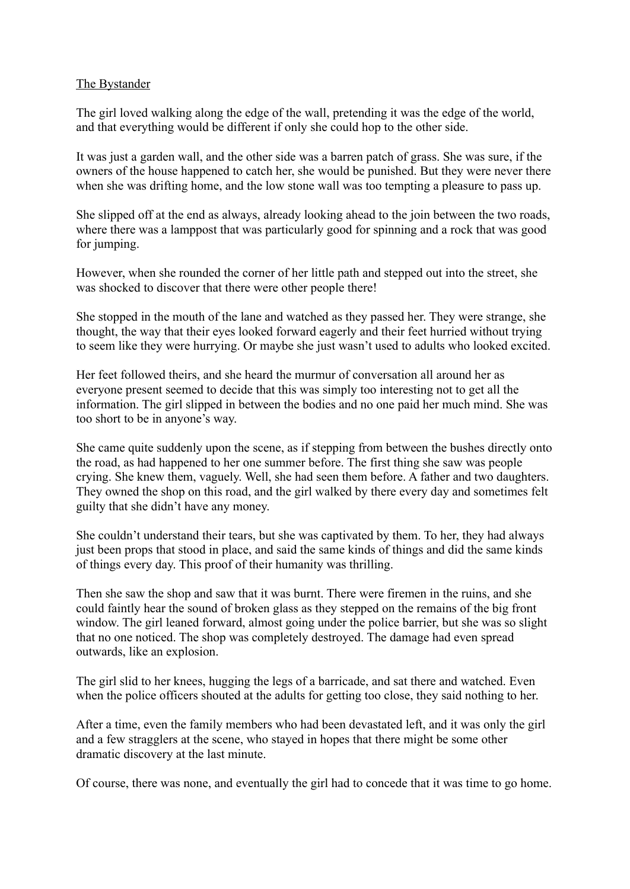The Bystander

The girl loved walking along the edge of the wall, pretending it was the edge of the world, and that everything would be different if only she could hop to the other side.

It was just a garden wall, and the other side was a barren patch of grass. She was sure, if the owners of the house happened to catch her, she would be punished. But they were never there when she was drifting home, and the low stone wall was too tempting a pleasure to pass up.

She slipped off at the end as always, already looking ahead to the join between the two roads, where there was a lamppost that was particularly good for spinning and a rock that was good for jumping.

However, when she rounded the corner of her little path and stepped out into the street, she was shocked to discover that there were other people there!

She stopped in the mouth of the lane and watched as they passed her. They were strange, she thought, the way that their eyes looked forward eagerly and their feet hurried without trying to seem like they were hurrying. Or maybe she just wasn't used to adults who looked excited.

Her feet followed theirs, and she heard the murmur of conversation all around her as everyone present seemed to decide that this was simply too interesting not to get all the information. The girl slipped in between the bodies and no one paid her much mind. She was too short to be in anyone's way.

She came quite suddenly upon the scene, as if stepping from between the bushes directly onto the road, as had happened to her one summer before. The first thing she saw was people crying. She knew them, vaguely. Well, she had seen them before. A father and two daughters. They owned the shop on this road, and the girl walked by there every day and sometimes felt guilty that she didn't have any money.

She couldn't understand their tears, but she was captivated by them. To her, they had always just been props that stood in place, and said the same kinds of things and did the same kinds of things every day. This proof of their humanity was thrilling.

Then she saw the shop and saw that it was burnt. There were firemen in the ruins, and she could faintly hear the sound of broken glass as they stepped on the remains of the big front window. The girl leaned forward, almost going under the police barrier, but she was so slight that no one noticed. The shop was completely destroyed. The damage had even spread outwards, like an explosion.

The girl slid to her knees, hugging the legs of a barricade, and sat there and watched. Even when the police officers shouted at the adults for getting too close, they said nothing to her.

After a time, even the family members who had been devastated left, and it was only the girl and a few stragglers at the scene, who stayed in hopes that there might be some other dramatic discovery at the last minute.

Of course, there was none, and eventually the girl had to concede that it was time to go home.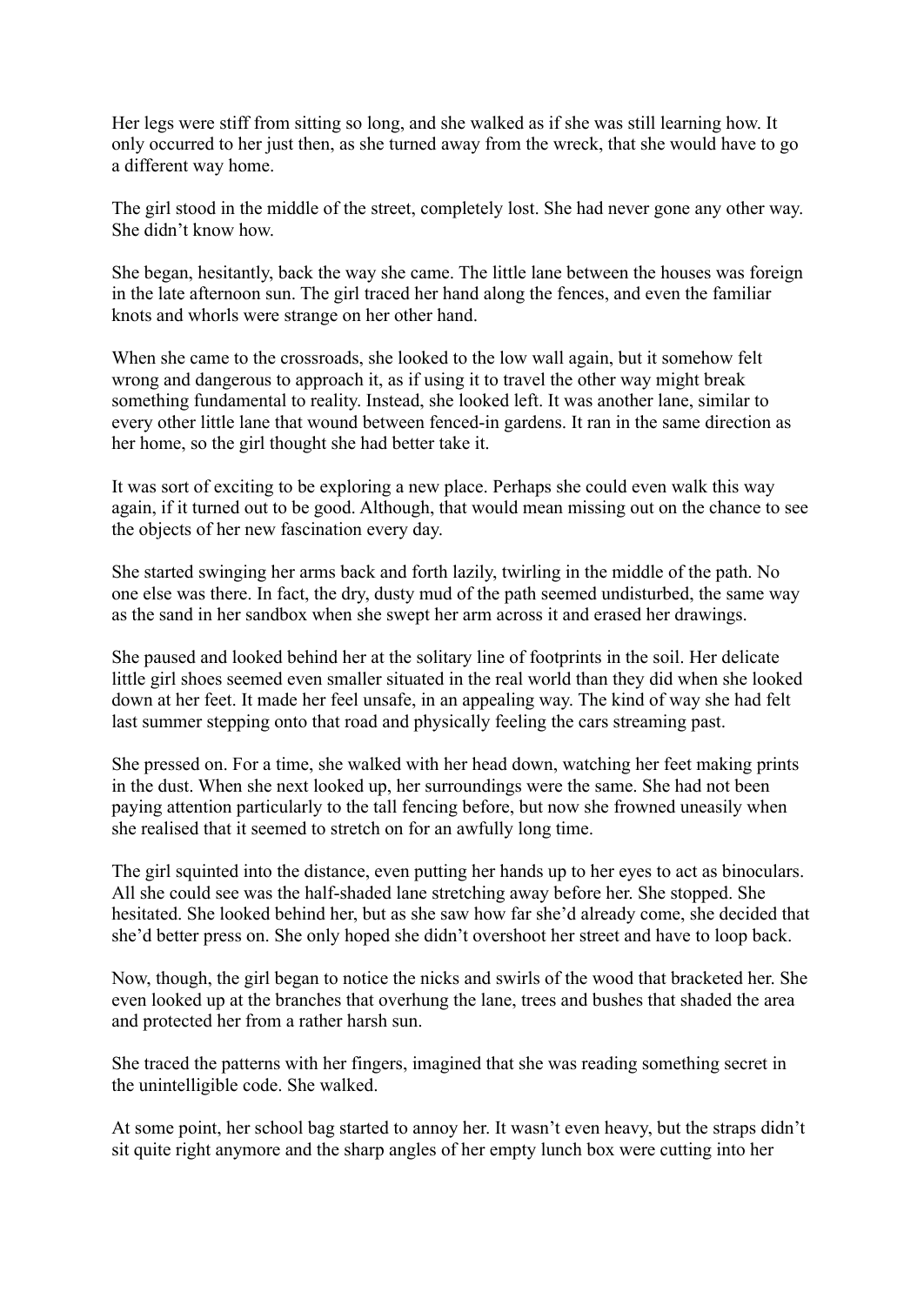Her legs were stiff from sitting so long, and she walked as if she was still learning how. It only occurred to her just then, as she turned away from the wreck, that she would have to go a different way home.

The girl stood in the middle of the street, completely lost. She had never gone any other way. She didn't know how.

She began, hesitantly, back the way she came. The little lane between the houses was foreign in the late afternoon sun. The girl traced her hand along the fences, and even the familiar knots and whorls were strange on her other hand.

When she came to the crossroads, she looked to the low wall again, but it somehow felt wrong and dangerous to approach it, as if using it to travel the other way might break something fundamental to reality. Instead, she looked left. It was another lane, similar to every other little lane that wound between fenced-in gardens. It ran in the same direction as her home, so the girl thought she had better take it.

It was sort of exciting to be exploring a new place. Perhaps she could even walk this way again, if it turned out to be good. Although, that would mean missing out on the chance to see the objects of her new fascination every day.

She started swinging her arms back and forth lazily, twirling in the middle of the path. No one else was there. In fact, the dry, dusty mud of the path seemed undisturbed, the same way as the sand in her sandbox when she swept her arm across it and erased her drawings.

She paused and looked behind her at the solitary line of footprints in the soil. Her delicate little girl shoes seemed even smaller situated in the real world than they did when she looked down at her feet. It made her feel unsafe, in an appealing way. The kind of way she had felt last summer stepping onto that road and physically feeling the cars streaming past.

She pressed on. For a time, she walked with her head down, watching her feet making prints in the dust. When she next looked up, her surroundings were the same. She had not been paying attention particularly to the tall fencing before, but now she frowned uneasily when she realised that it seemed to stretch on for an awfully long time.

The girl squinted into the distance, even putting her hands up to her eyes to act as binoculars. All she could see was the half-shaded lane stretching away before her. She stopped. She hesitated. She looked behind her, but as she saw how far she'd already come, she decided that she'd better press on. She only hoped she didn't overshoot her street and have to loop back.

Now, though, the girl began to notice the nicks and swirls of the wood that bracketed her. She even looked up at the branches that overhung the lane, trees and bushes that shaded the area and protected her from a rather harsh sun.

She traced the patterns with her fingers, imagined that she was reading something secret in the unintelligible code. She walked.

At some point, her school bag started to annoy her. It wasn't even heavy, but the straps didn't sit quite right anymore and the sharp angles of her empty lunch box were cutting into her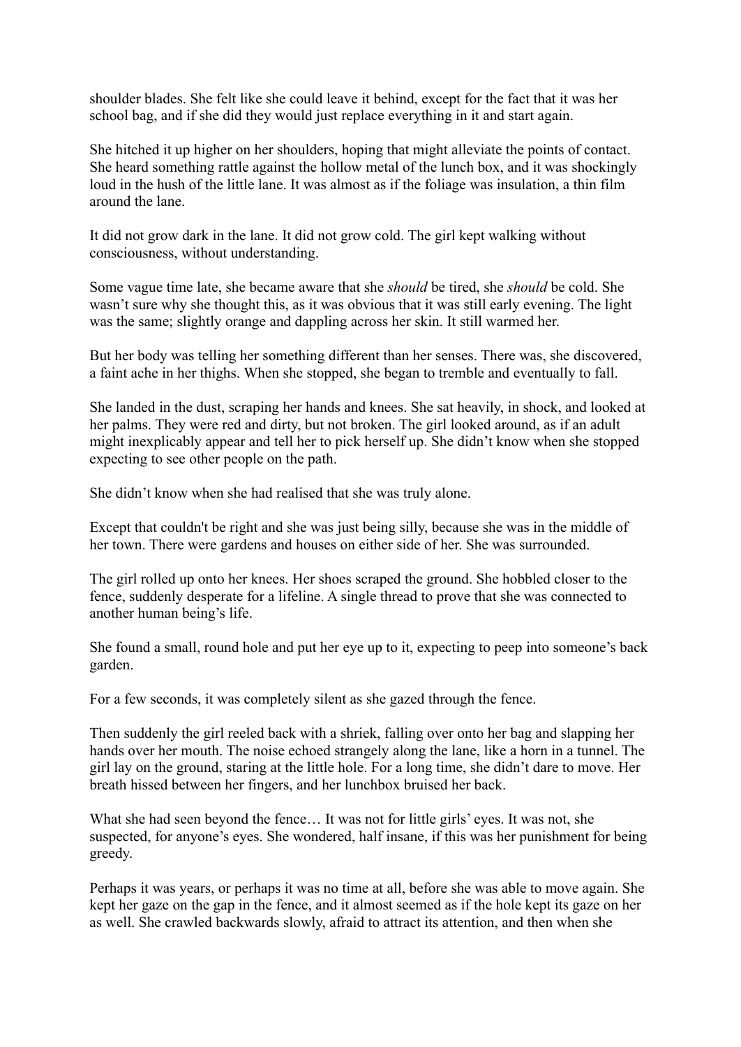shoulder blades. She felt like she could leave it behind, except for the fact that it was her school bag, and if she did they would just replace everything in it and start again.

She hitched it up higher on her shoulders, hoping that might alleviate the points of contact. She heard something rattle against the hollow metal of the lunch box, and it was shockingly loud in the hush of the little lane. It was almost as if the foliage was insulation, a thin film around the lane.

It did not grow dark in the lane. It did not grow cold. The girl kept walking without consciousness, without understanding.

Some vague time late, she became aware that she *should* be tired, she *should* be cold. She wasn't sure why she thought this, as it was obvious that it was still early evening. The light was the same; slightly orange and dappling across her skin. It still warmed her.

But her body was telling her something different than her senses. There was, she discovered, a faint ache in her thighs. When she stopped, she began to tremble and eventually to fall.

She landed in the dust, scraping her hands and knees. She sat heavily, in shock, and looked at her palms. They were red and dirty, but not broken. The girl looked around, as if an adult might inexplicably appear and tell her to pick herself up. She didn't know when she stopped expecting to see other people on the path.

She didn't know when she had realised that she was truly alone.

Except that couldn't be right and she was just being silly, because she was in the middle of her town. There were gardens and houses on either side of her. She was surrounded.

The girl rolled up onto her knees. Her shoes scraped the ground. She hobbled closer to the fence, suddenly desperate for a lifeline. A single thread to prove that she was connected to another human being's life.

She found a small, round hole and put her eye up to it, expecting to peep into someone's back garden.

For a few seconds, it was completely silent as she gazed through the fence.

Then suddenly the girl reeled back with a shriek, falling over onto her bag and slapping her hands over her mouth. The noise echoed strangely along the lane, like a horn in a tunnel. The girl lay on the ground, staring at the little hole. For a long time, she didn't dare to move. Her breath hissed between her fingers, and her lunchbox bruised her back.

What she had seen beyond the fence… It was not for little girls' eyes. It was not, she suspected, for anyone's eyes. She wondered, half insane, if this was her punishment for being greedy.

Perhaps it was years, or perhaps it was no time at all, before she was able to move again. She kept her gaze on the gap in the fence, and it almost seemed as if the hole kept its gaze on her as well. She crawled backwards slowly, afraid to attract its attention, and then when she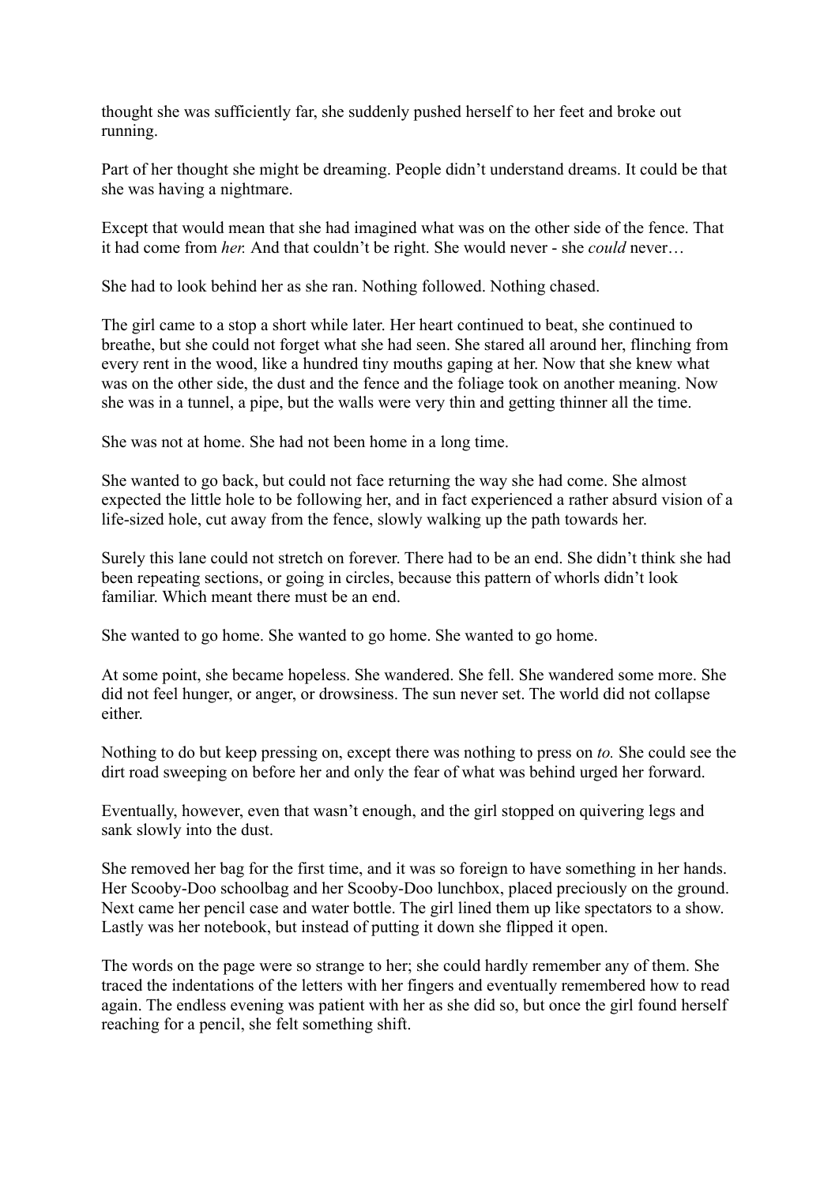thought she was sufficiently far, she suddenly pushed herself to her feet and broke out running.

Part of her thought she might be dreaming. People didn't understand dreams. It could be that she was having a nightmare.

Except that would mean that she had imagined what was on the other side of the fence. That it had come from *her.* And that couldn't be right. She would never - she *could* never…

She had to look behind her as she ran. Nothing followed. Nothing chased.

The girl came to a stop a short while later. Her heart continued to beat, she continued to breathe, but she could not forget what she had seen. She stared all around her, flinching from every rent in the wood, like a hundred tiny mouths gaping at her. Now that she knew what was on the other side, the dust and the fence and the foliage took on another meaning. Now she was in a tunnel, a pipe, but the walls were very thin and getting thinner all the time.

She was not at home. She had not been home in a long time.

She wanted to go back, but could not face returning the way she had come. She almost expected the little hole to be following her, and in fact experienced a rather absurd vision of a life-sized hole, cut away from the fence, slowly walking up the path towards her.

Surely this lane could not stretch on forever. There had to be an end. She didn't think she had been repeating sections, or going in circles, because this pattern of whorls didn't look familiar. Which meant there must be an end.

She wanted to go home. She wanted to go home. She wanted to go home.

At some point, she became hopeless. She wandered. She fell. She wandered some more. She did not feel hunger, or anger, or drowsiness. The sun never set. The world did not collapse either.

Nothing to do but keep pressing on, except there was nothing to press on *to.* She could see the dirt road sweeping on before her and only the fear of what was behind urged her forward.

Eventually, however, even that wasn't enough, and the girl stopped on quivering legs and sank slowly into the dust.

She removed her bag for the first time, and it was so foreign to have something in her hands. Her Scooby-Doo schoolbag and her Scooby-Doo lunchbox, placed preciously on the ground. Next came her pencil case and water bottle. The girl lined them up like spectators to a show. Lastly was her notebook, but instead of putting it down she flipped it open.

The words on the page were so strange to her; she could hardly remember any of them. She traced the indentations of the letters with her fingers and eventually remembered how to read again. The endless evening was patient with her as she did so, but once the girl found herself reaching for a pencil, she felt something shift.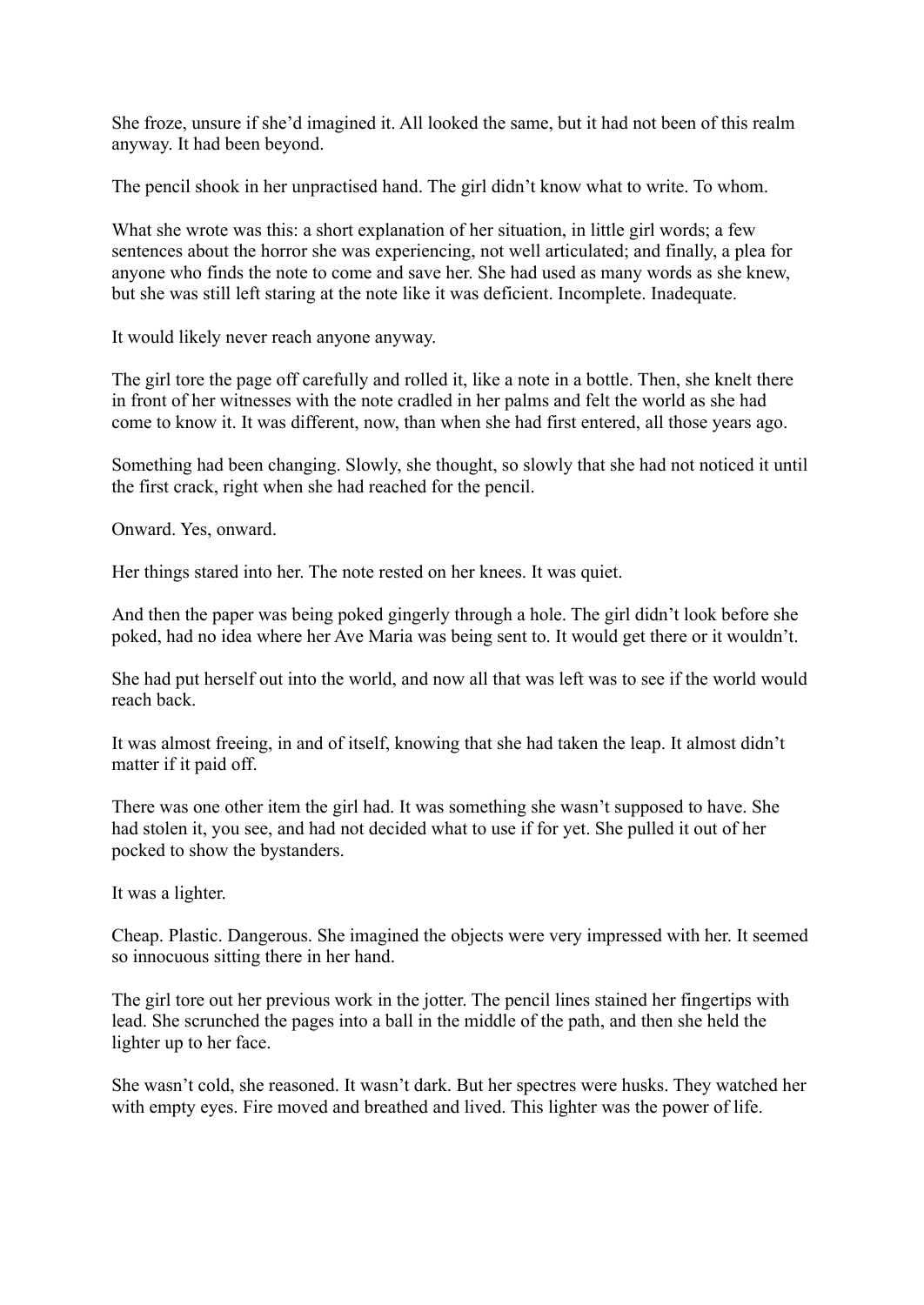She froze, unsure if she'd imagined it. All looked the same, but it had not been of this realm anyway. It had been beyond.

The pencil shook in her unpractised hand. The girl didn't know what to write. To whom.

What she wrote was this: a short explanation of her situation, in little girl words; a few sentences about the horror she was experiencing, not well articulated; and finally, a plea for anyone who finds the note to come and save her. She had used as many words as she knew, but she was still left staring at the note like it was deficient. Incomplete. Inadequate.

It would likely never reach anyone anyway.

The girl tore the page off carefully and rolled it, like a note in a bottle. Then, she knelt there in front of her witnesses with the note cradled in her palms and felt the world as she had come to know it. It was different, now, than when she had first entered, all those years ago.

Something had been changing. Slowly, she thought, so slowly that she had not noticed it until the first crack, right when she had reached for the pencil.

Onward. Yes, onward.

Her things stared into her. The note rested on her knees. It was quiet.

And then the paper was being poked gingerly through a hole. The girl didn't look before she poked, had no idea where her Ave Maria was being sent to. It would get there or it wouldn't.

She had put herself out into the world, and now all that was left was to see if the world would reach back.

It was almost freeing, in and of itself, knowing that she had taken the leap. It almost didn't matter if it paid off.

There was one other item the girl had. It was something she wasn't supposed to have. She had stolen it, you see, and had not decided what to use if for yet. She pulled it out of her pocked to show the bystanders.

It was a lighter.

Cheap. Plastic. Dangerous. She imagined the objects were very impressed with her. It seemed so innocuous sitting there in her hand.

The girl tore out her previous work in the jotter. The pencil lines stained her fingertips with lead. She scrunched the pages into a ball in the middle of the path, and then she held the lighter up to her face.

She wasn't cold, she reasoned. It wasn't dark. But her spectres were husks. They watched her with empty eyes. Fire moved and breathed and lived. This lighter was the power of life.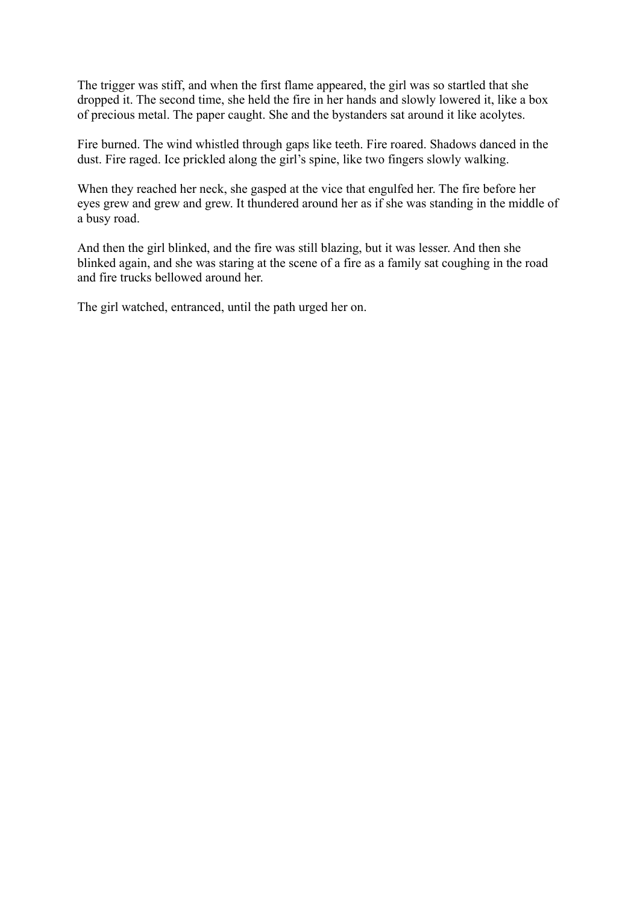The trigger was stiff, and when the first flame appeared, the girl was so startled that she dropped it. The second time, she held the fire in her hands and slowly lowered it, like a box of precious metal. The paper caught. She and the bystanders sat around it like acolytes.

Fire burned. The wind whistled through gaps like teeth. Fire roared. Shadows danced in the dust. Fire raged. Ice prickled along the girl's spine, like two fingers slowly walking.

When they reached her neck, she gasped at the vice that engulfed her. The fire before her eyes grew and grew and grew. It thundered around her as if she was standing in the middle of a busy road.

And then the girl blinked, and the fire was still blazing, but it was lesser. And then she blinked again, and she was staring at the scene of a fire as a family sat coughing in the road and fire trucks bellowed around her.

The girl watched, entranced, until the path urged her on.